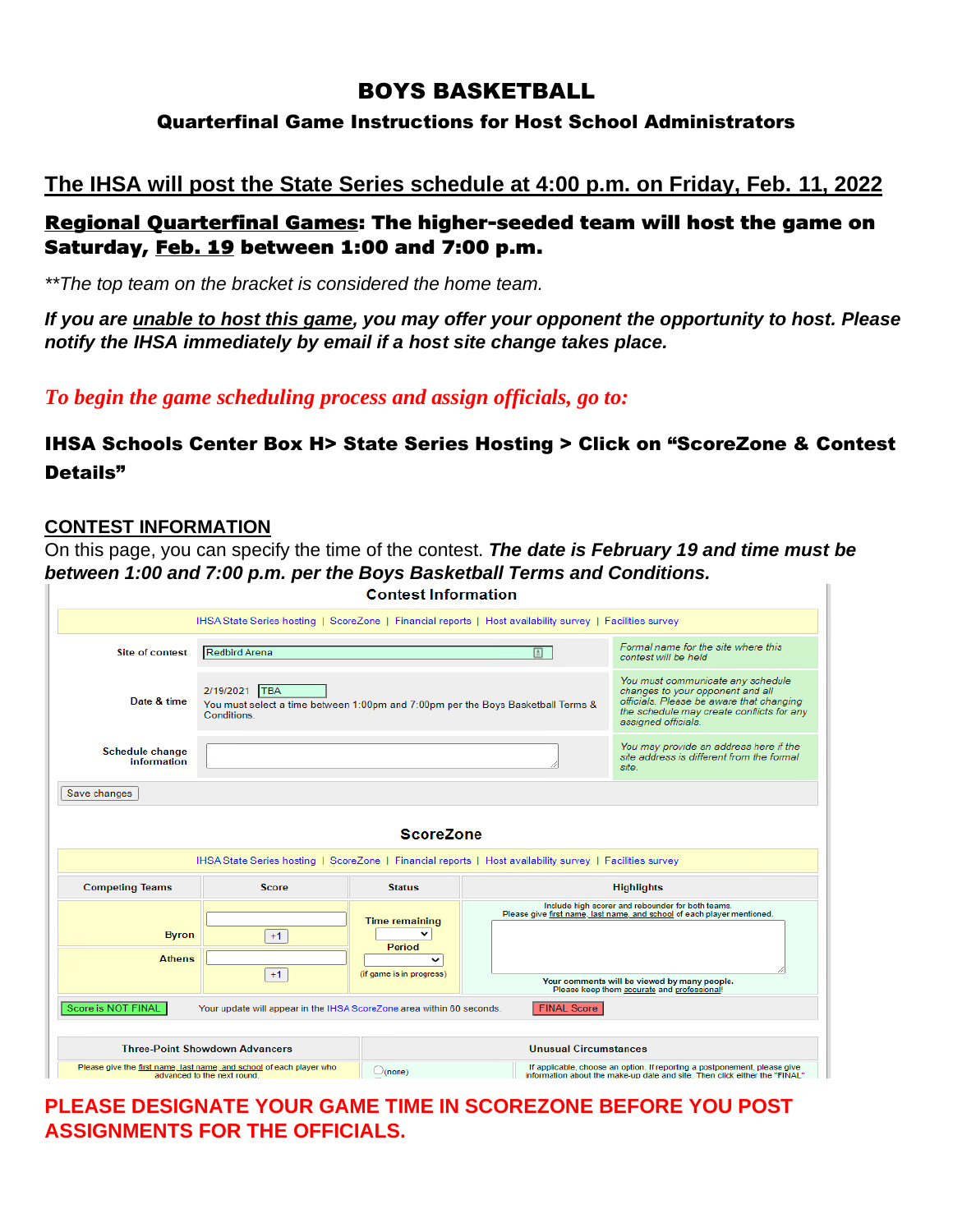# BOYS BASKETBALL

## Quarterfinal Game Instructions for Host School Administrators

<u>The IHSA will post the State Series schedule at 4:00 p.m. on Friday, Feb. 11, 2022</u>

**<u>Regional Quarterfinal Games</u>: The higher-seeded team will host the game on Saturday, <u>Feb. 19</u> between 1:00 and 7:00 p.m.**

*\*\*The top team on the bracket is considered the home team.*

***If you are <u>unable to host this game</u>, you may offer your opponent the opportunity to host. Please notify the IHSA immediately by email if a host site change takes place.***

***To begin the game scheduling process and assign officials, go to:***

**IHSA Schools Center Box H> State Series Hosting > Click on "ScoreZone & Contest Details"**

## CONTEST INFORMATION

On this page, you can specify the time of the contest. ***The date is February 19 and time must be between 1:00 and 7:00 p.m. per the Boys Basketball Terms and Conditions.***

**Contest Information**

IHSA State Series hosting | ScoreZone | Financial reports | Host availability survey | Facilities survey

| | | |
|---|---|---|
| Site of contest | Redbird Arena | Formal name for the site where this contest will be held |
| Date & time | 2/19/2021 TBA<br>You must select a time between 1:00pm and 7:00pm per the Boys Basketball Terms & Conditions. | You must communicate any schedule changes to your opponent and all officials. Please be aware that changing the schedule may create conflicts for any assigned officials. |
| Schedule change information | | You may provide an address here if the site address is different from the formal site. |

Save changes

**ScoreZone**

IHSA State Series hosting | ScoreZone | Financial reports | Host availability survey | Facilities survey

| Competing Teams | Score | Status | Highlights |
|---|---|---|---|
| Byron | +1 | Time remaining<br>Period<br>(if game is in progress) | Include high scorer and rebounder for both teams. Please give first name, last name, and school of each player mentioned.<br>Your comments will be viewed by many people. Please keep them accurate and professional! |
| Athens | +1 | | |

Score is NOT FINAL | Your update will appear in the IHSA ScoreZone area within 60 seconds. | FINAL Score

| Three-Point Showdown Advancers | Unusual Circumstances | |
|---|---|---|
| Please give the first name, last name, and school of each player who advanced to the next round. | (none) | If applicable, choose an option. If reporting a postponement, please give information about the make-up date and site. Then click either the "FINAL" |

**PLEASE DESIGNATE YOUR GAME TIME IN SCOREZONE BEFORE YOU POST ASSIGNMENTS FOR THE OFFICIALS.**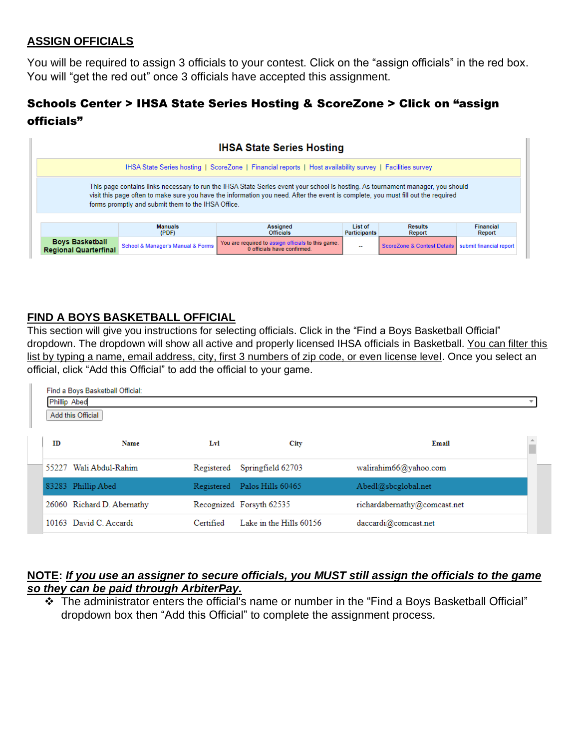## ASSIGN OFFICIALS

You will be required to assign 3 officials to your contest. Click on the "assign officials" in the red box. You will "get the red out" once 3 officials have accepted this assignment.

### Schools Center > IHSA State Series Hosting & ScoreZone > Click on "assign officials"

**IHSA State Series Hosting**

IHSA State Series hosting | ScoreZone | Financial reports | Host availability survey | Facilities survey

This page contains links necessary to run the IHSA State Series event your school is hosting. As tournament manager, you should visit this page often to make sure you have the information you need. After the event is complete, you must fill out the required forms promptly and submit them to the IHSA Office.

| | Manuals (PDF) | Assigned Officials | List of Participants | Results Report | Financial Report |
|---|---|---|---|---|---|
| **Boys Basketball Regional Quarterfinal** | School & Manager's Manual & Forms | You are required to assign officials to this game. 0 officials have confirmed. | -- | ScoreZone & Contest Details | submit financial report |

## FIND A BOYS BASKETBALL OFFICIAL

This section will give you instructions for selecting officials. Click in the "Find a Boys Basketball Official" dropdown. The dropdown will show all active and properly licensed IHSA officials in Basketball. <u>You can filter this list by typing a name, email address, city, first 3 numbers of zip code, or even license level</u>. Once you select an official, click "Add this Official" to add the official to your game.

Find a Boys Basketball Official:

Phillip Abed

Add this Official

| ID | Name | Lvl | City | Email |
|---|---|---|---|---|
| 55227 | Wali Abdul-Rahim | Registered | Springfield 62703 | walirahim66@yahoo.com |
| 83283 | Phillip Abed | Registered | Palos Hills 60465 | Abedl@sbcglobal.net |
| 26060 | Richard D. Abernathy | Recognized | Forsyth 62535 | richardabernathy@comcast.net |
| 10163 | David C. Accardi | Certified | Lake in the Hills 60156 | daccardi@comcast.net |

**NOTE**: ***<u>If you use an assigner to secure officials, you MUST still assign the officials to the game so they can be paid through ArbiterPay.</u>***

- The administrator enters the official's name or number in the "Find a Boys Basketball Official" dropdown box then "Add this Official" to complete the assignment process.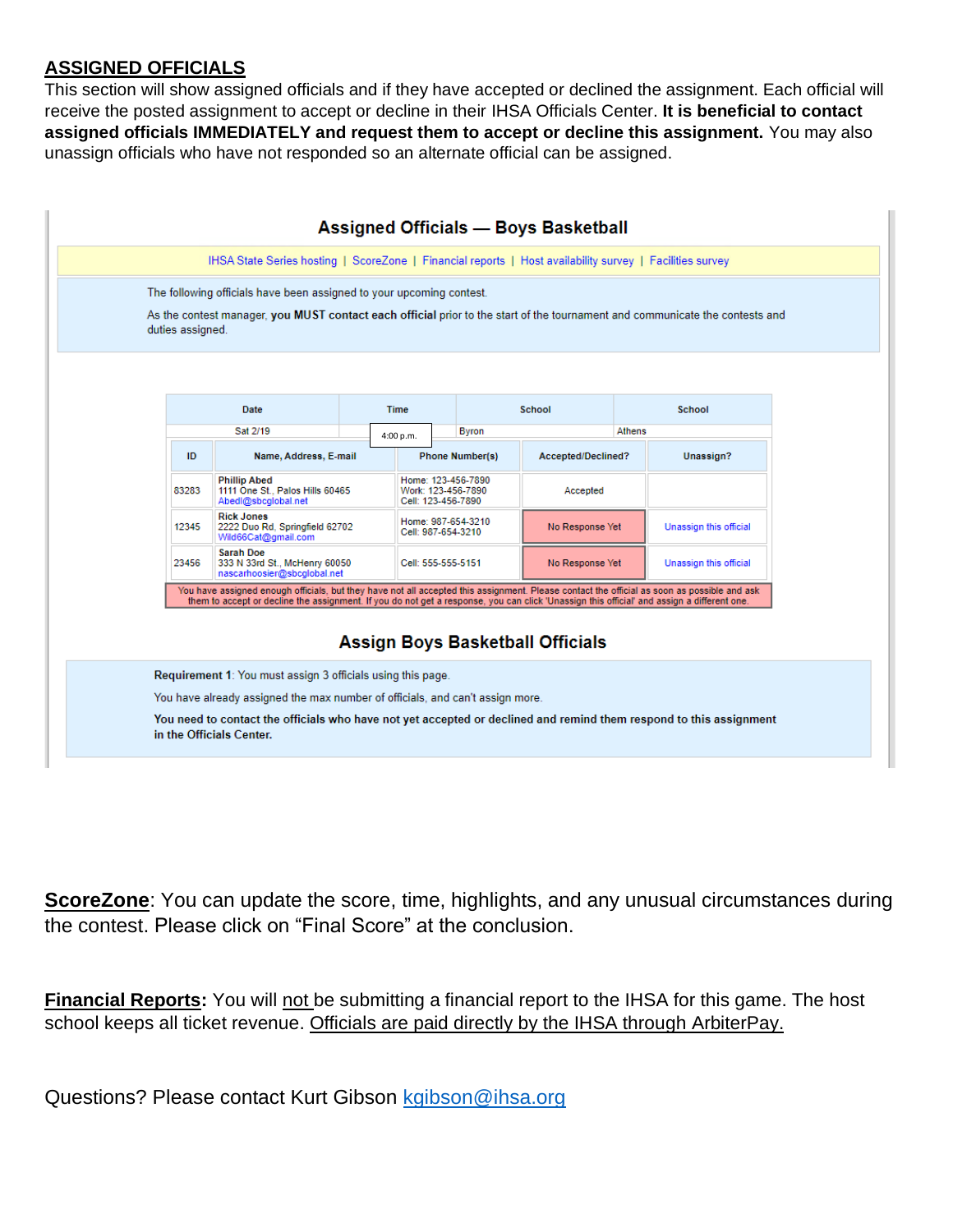## ASSIGNED OFFICIALS

This section will show assigned officials and if they have accepted or declined the assignment. Each official will receive the posted assignment to accept or decline in their IHSA Officials Center. **It is beneficial to contact assigned officials IMMEDIATELY and request them to accept or decline this assignment.** You may also unassign officials who have not responded so an alternate official can be assigned.

### Assigned Officials — Boys Basketball

IHSA State Series hosting | ScoreZone | Financial reports | Host availability survey | Facilities survey

The following officials have been assigned to your upcoming contest.

As the contest manager, **you MUST contact each official** prior to the start of the tournament and communicate the contests and duties assigned.

| Date | Time | School | School |
|---|---|---|---|
| Sat 2/19 | 4:00 p.m. | Byron | Athens |

| ID | Name, Address, E-mail | Phone Number(s) | Accepted/Declined? | Unassign? |
|---|---|---|---|---|
| 83283 | **Phillip Abed**<br>1111 One St., Palos Hills 60465<br>Abedl@sbcglobal.net | Home: 123-456-7890<br>Work: 123-456-7890<br>Cell: 123-456-7890 | Accepted | |
| 12345 | **Rick Jones**<br>2222 Duo Rd, Springfield 62702<br>Wild66Cat@gmail.com | Home: 987-654-3210<br>Cell: 987-654-3210 | No Response Yet | Unassign this official |
| 23456 | **Sarah Doe**<br>333 N 33rd St., McHenry 60050<br>nascarhoosier@sbcglobal.net | Cell: 555-555-5151 | No Response Yet | Unassign this official |

You have assigned enough officials, but they have not all accepted this assignment. Please contact the official as soon as possible and ask them to accept or decline the assignment. If you do not get a response, you can click 'Unassign this official' and assign a different one.

### Assign Boys Basketball Officials

**Requirement 1**: You must assign 3 officials using this page.

You have already assigned the max number of officials, and can't assign more.

**You need to contact the officials who have not yet accepted or declined and remind them respond to this assignment in the Officials Center.**

**ScoreZone**: You can update the score, time, highlights, and any unusual circumstances during the contest. Please click on "Final Score" at the conclusion.

**Financial Reports:** You will not be submitting a financial report to the IHSA for this game. The host school keeps all ticket revenue. Officials are paid directly by the IHSA through ArbiterPay.

Questions? Please contact Kurt Gibson kgibson@ihsa.org